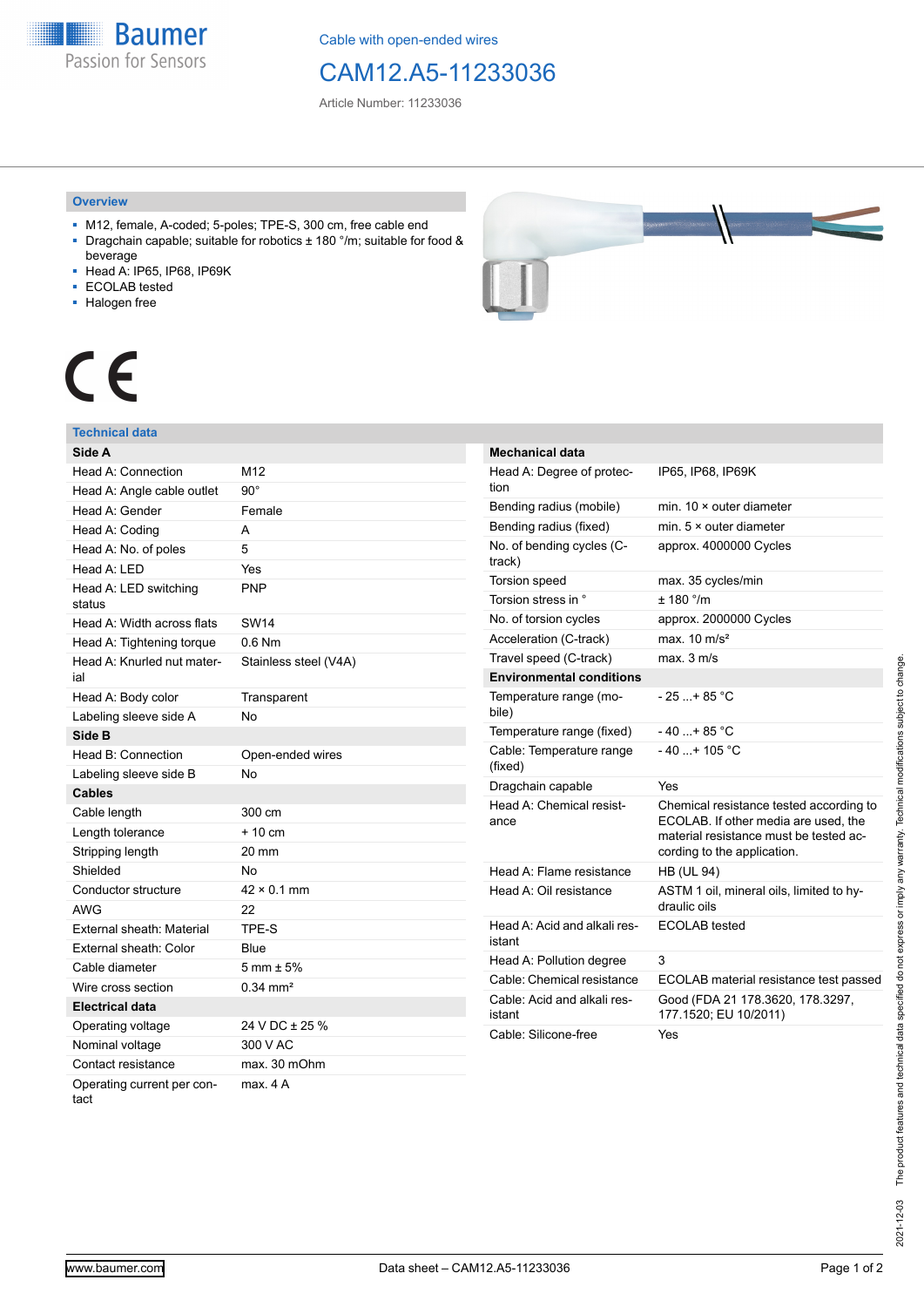Baumer
Passion for Sensors

Cable with open-ended wires

# CAM12.A5-11233036

Article Number: 11233036

## Overview

- M12, female, A-coded; 5-poles; TPE-S, 300 cm, free cable end
- Dragchain capable; suitable for robotics ± 180 °/m; suitable for food & beverage
- Head A: IP65, IP68, IP69K
- ECOLAB tested
- Halogen free

CE

## Technical data

| Side A | |
|---|---|
| Head A: Connection | M12 |
| Head A: Angle cable outlet | 90° |
| Head A: Gender | Female |
| Head A: Coding | A |
| Head A: No. of poles | 5 |
| Head A: LED | Yes |
| Head A: LED switching status | PNP |
| Head A: Width across flats | SW14 |
| Head A: Tightening torque | 0.6 Nm |
| Head A: Knurled nut material | Stainless steel (V4A) |
| Head A: Body color | Transparent |
| Labeling sleeve side A | No |
| **Side B** | |
| Head B: Connection | Open-ended wires |
| Labeling sleeve side B | No |
| **Cables** | |
| Cable length | 300 cm |
| Length tolerance | + 10 cm |
| Stripping length | 20 mm |
| Shielded | No |
| Conductor structure | 42 × 0.1 mm |
| AWG | 22 |
| External sheath: Material | TPE-S |
| External sheath: Color | Blue |
| Cable diameter | 5 mm ± 5% |
| Wire cross section | 0.34 mm² |
| **Electrical data** | |
| Operating voltage | 24 V DC ± 25 % |
| Nominal voltage | 300 V AC |
| Contact resistance | max. 30 mOhm |
| Operating current per contact | max. 4 A |

| Mechanical data | |
|---|---|
| Head A: Degree of protection | IP65, IP68, IP69K |
| Bending radius (mobile) | min. 10 × outer diameter |
| Bending radius (fixed) | min. 5 × outer diameter |
| No. of bending cycles (C-track) | approx. 4000000 Cycles |
| Torsion speed | max. 35 cycles/min |
| Torsion stress in ° | ± 180 °/m |
| No. of torsion cycles | approx. 2000000 Cycles |
| Acceleration (C-track) | max. 10 m/s² |
| Travel speed (C-track) | max. 3 m/s |
| **Environmental conditions** | |
| Temperature range (mobile) | - 25 ...+ 85 °C |
| Temperature range (fixed) | - 40 ...+ 85 °C |
| Cable: Temperature range (fixed) | - 40 ...+ 105 °C |
| Dragchain capable | Yes |
| Head A: Chemical resistance | Chemical resistance tested according to ECOLAB. If other media are used, the material resistance must be tested according to the application. |
| Head A: Flame resistance | HB (UL 94) |
| Head A: Oil resistance | ASTM 1 oil, mineral oils, limited to hydraulic oils |
| Head A: Acid and alkali resistant | ECOLAB tested |
| Head A: Pollution degree | 3 |
| Cable: Chemical resistance | ECOLAB material resistance test passed |
| Cable: Acid and alkali resistant | Good (FDA 21 178.3620, 178.3297, 177.1520; EU 10/2011) |
| Cable: Silicone-free | Yes |

2021-12-03 The product features and technical data specified do not express or imply any warranty. Technical modifications subject to change.

www.baumer.com Data sheet – CAM12.A5-11233036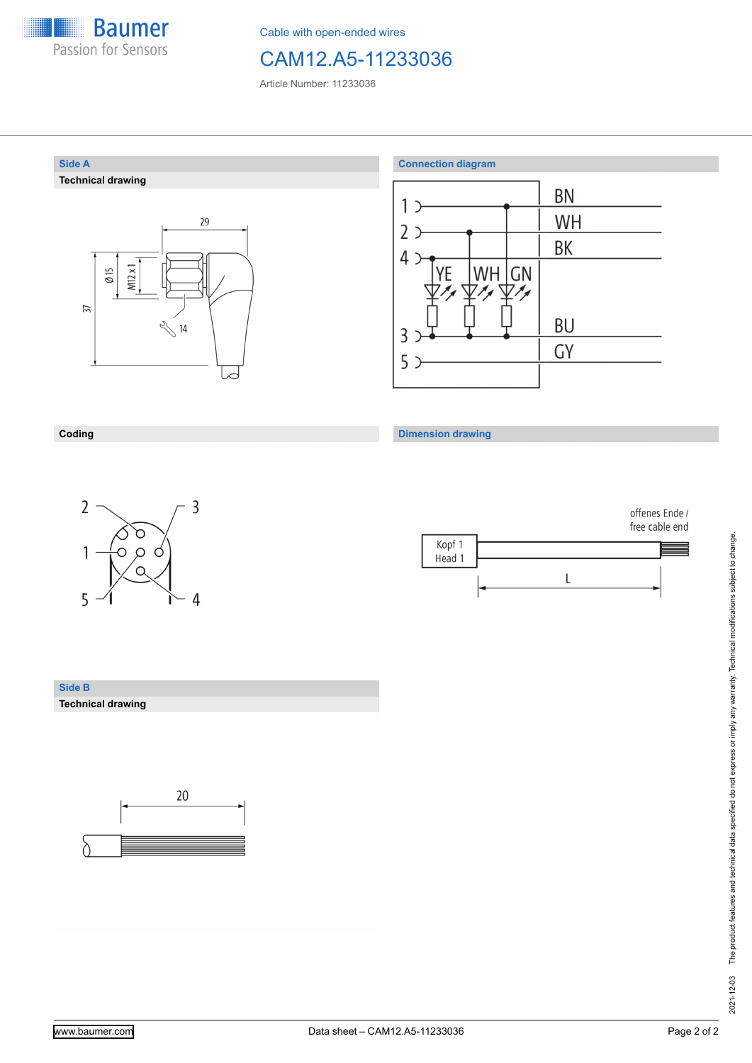Cable with open-ended wires

# CAM12.A5-11233036

Article Number: 11233036

## Side A

### Technical drawing

29

Ø 15

M12 x 1

37

14

## Connection diagram

1
2
4
3
5

BN
WH
BK
BU
GY

YE
WH
GN

### Coding

2
3
1
5
4

## Dimension drawing

Kopf 1
Head 1

offenes Ende /
free cable end

L

## Side B

### Technical drawing

20

The product features and technical data specified do not express or imply any warranty. Technical modifications subject to change.

2021-12-03

www.baumer.com

Data sheet – CAM12.A5-11233036